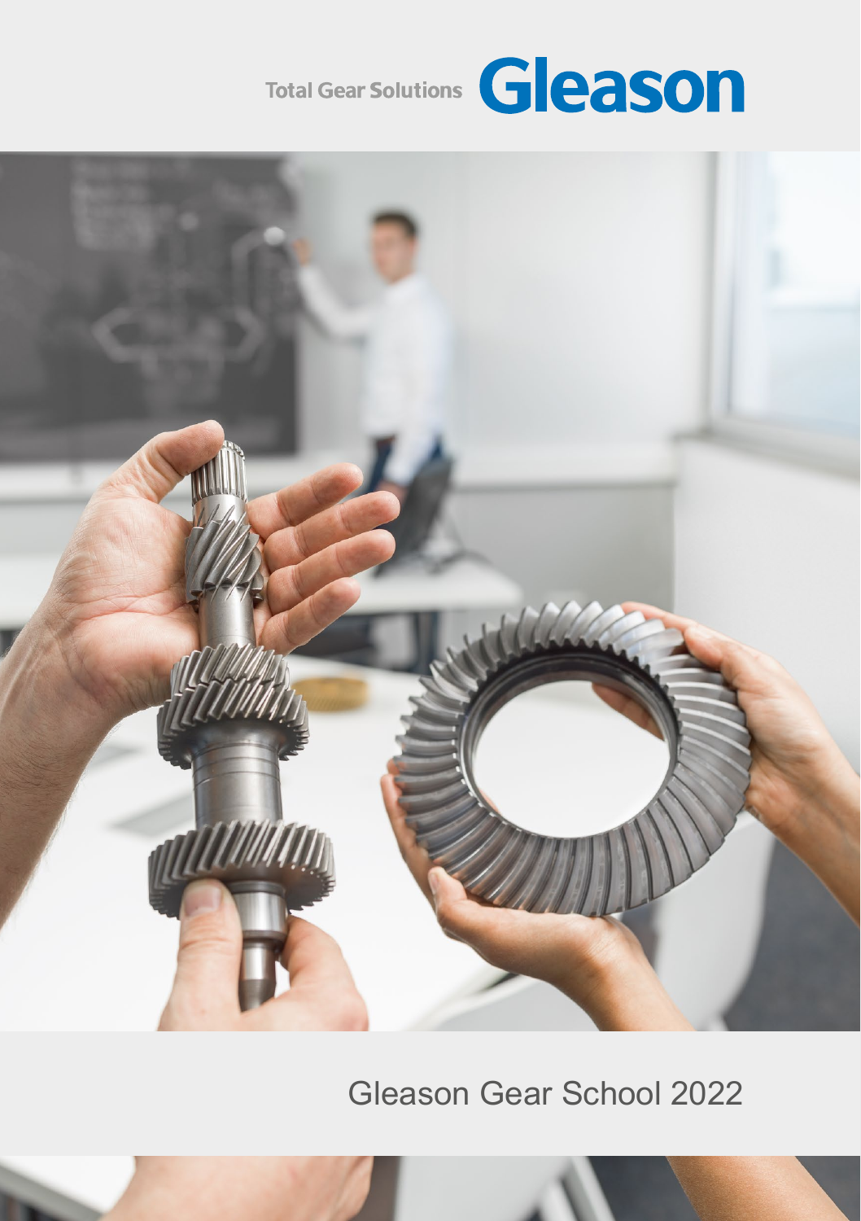Total Gear Solutions **Gleason**

# Gleason Gear School 2022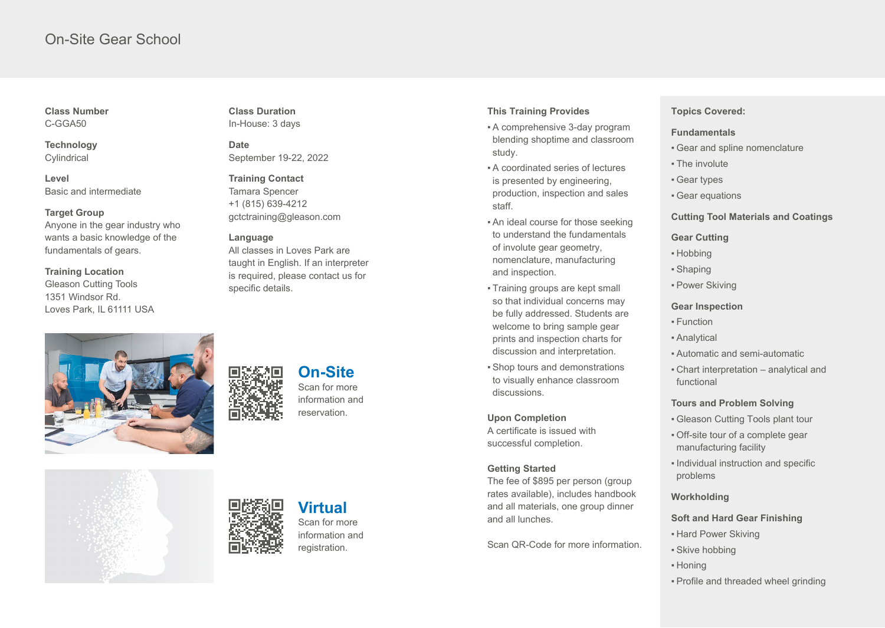# On-Site Gear School

**Class Number**
C-GGA50

**Technology**
Cylindrical

**Level**
Basic and intermediate

**Target Group**
Anyone in the gear industry who wants a basic knowledge of the fundamentals of gears.

**Training Location**
Gleason Cutting Tools
1351 Windsor Rd.
Loves Park, IL 61111 USA

**Class Duration**
In-House: 3 days

**Date**
September 19-22, 2022

**Training Contact**
Tamara Spencer
+1 (815) 639-4212
gctctraining@gleason.com

**Language**
All classes in Loves Park are taught in English. If an interpreter is required, please contact us for specific details.

## On-Site

Scan for more information and reservation.

## Virtual

Scan for more information and registration.

**This Training Provides**

- A comprehensive 3-day program blending shoptime and classroom study.
- A coordinated series of lectures is presented by engineering, production, inspection and sales staff.
- An ideal course for those seeking to understand the fundamentals of involute gear geometry, nomenclature, manufacturing and inspection.
- Training groups are kept small so that individual concerns may be fully addressed. Students are welcome to bring sample gear prints and inspection charts for discussion and interpretation.
- Shop tours and demonstrations to visually enhance classroom discussions.

**Upon Completion**
A certificate is issued with successful completion.

**Getting Started**
The fee of $895 per person (group rates available), includes handbook and all materials, one group dinner and all lunches.

Scan QR-Code for more information.

**Topics Covered:**

**Fundamentals**
- Gear and spline nomenclature
- The involute
- Gear types
- Gear equations

**Cutting Tool Materials and Coatings**

**Gear Cutting**
- Hobbing
- Shaping
- Power Skiving

**Gear Inspection**
- Function
- Analytical
- Automatic and semi-automatic
- Chart interpretation – analytical and functional

**Tours and Problem Solving**
- Gleason Cutting Tools plant tour
- Off-site tour of a complete gear manufacturing facility
- Individual instruction and specific problems

**Workholding**

**Soft and Hard Gear Finishing**
- Hard Power Skiving
- Skive hobbing
- Honing
- Profile and threaded wheel grinding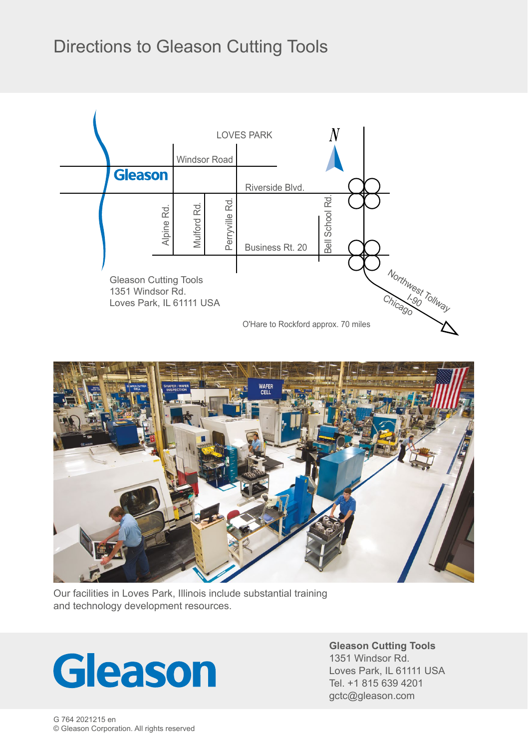# Directions to Gleason Cutting Tools

LOVES PARK

Windsor Road

Gleason

Riverside Blvd.

Alpine Rd.

Mulford Rd.

Perryville Rd.

Bell School Rd.

Business Rt. 20

Northwest Tollway

I-90

Chicago

Gleason Cutting Tools
1351 Windsor Rd.
Loves Park, IL 61111 USA

O'Hare to Rockford approx. 70 miles

Our facilities in Loves Park, Illinois include substantial training and technology development resources.

Gleason

**Gleason Cutting Tools**
1351 Windsor Rd.
Loves Park, IL 61111 USA
Tel. +1 815 639 4201
gctc@gleason.com

G 764 2021215 en
© Gleason Corporation. All rights reserved